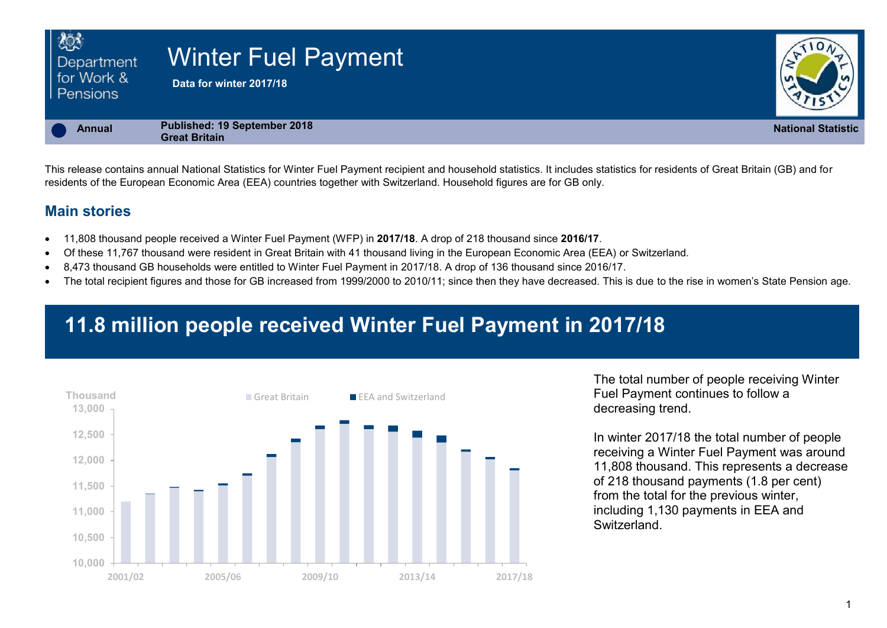# Winter Fuel Payment

**Data for winter 2017/18**

**Annual** | **Published: 19 September 2018** | **Great Britain** | **National Statistic**

This release contains annual National Statistics for Winter Fuel Payment recipient and household statistics. It includes statistics for residents of Great Britain (GB) and for residents of the European Economic Area (EEA) countries together with Switzerland. Household figures are for GB only.

## Main stories

- 11,808 thousand people received a Winter Fuel Payment (WFP) in **2017/18**. A drop of 218 thousand since **2016/17**.
- Of these 11,767 thousand were resident in Great Britain with 41 thousand living in the European Economic Area (EEA) or Switzerland.
- 8,473 thousand GB households were entitled to Winter Fuel Payment in 2017/18. A drop of 136 thousand since 2016/17.
- The total recipient figures and those for GB increased from 1999/2000 to 2010/11; since then they have decreased. This is due to the rise in women's State Pension age.

## 11.8 million people received Winter Fuel Payment in 2017/18

The total number of people receiving Winter Fuel Payment continues to follow a decreasing trend.

In winter 2017/18 the total number of people receiving a Winter Fuel Payment was around 11,808 thousand. This represents a decrease of 218 thousand payments (1.8 per cent) from the total for the previous winter, including 1,130 payments in EEA and Switzerland.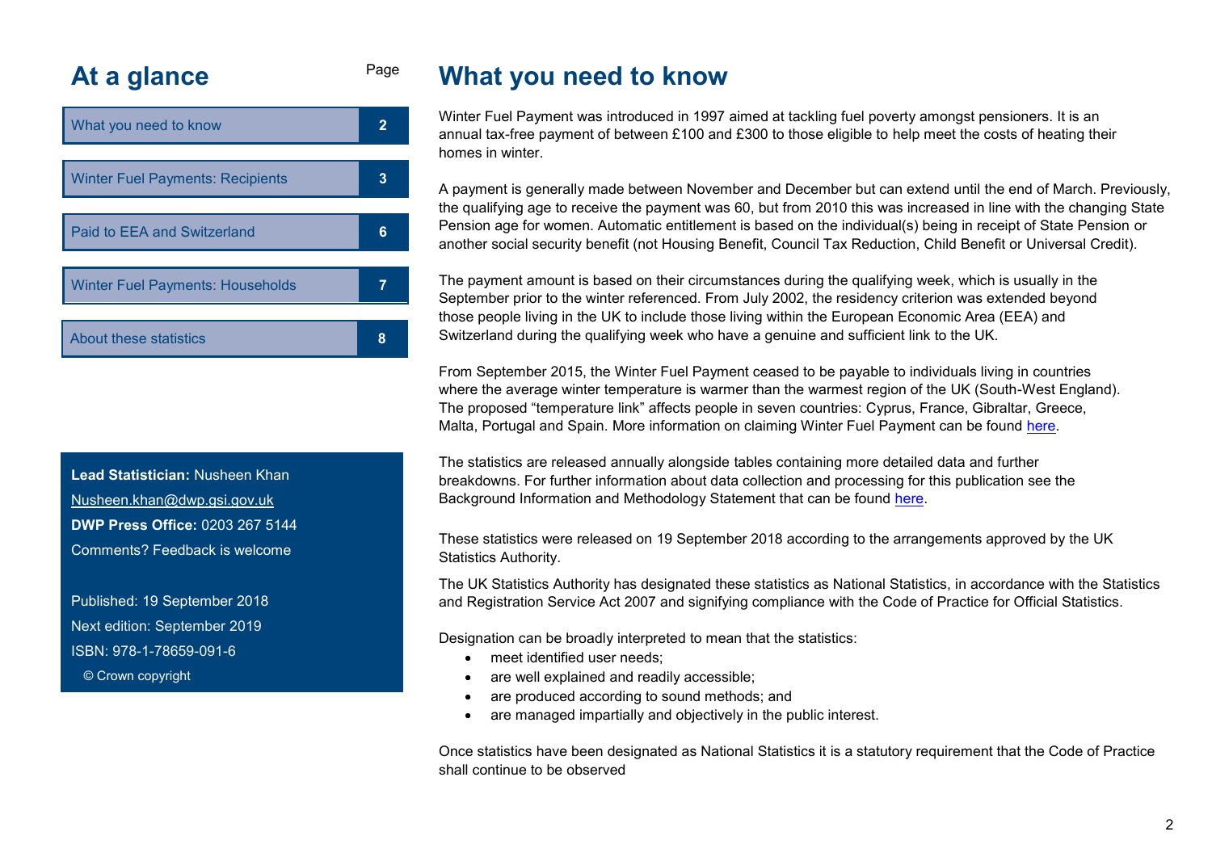## At a glance

| | Page |
|---|---|
| What you need to know | 2 |
| Winter Fuel Payments: Recipients | 3 |
| Paid to EEA and Switzerland | 6 |
| Winter Fuel Payments: Households | 7 |
| About these statistics | 8 |

**Lead Statistician:** Nusheen Khan

Nusheen.khan@dwp.gsi.gov.uk

**DWP Press Office:** 0203 267 5144

Comments? Feedback is welcome

Published: 19 September 2018

Next edition: September 2019

ISBN: 978-1-78659-091-6

© Crown copyright

# What you need to know

Winter Fuel Payment was introduced in 1997 aimed at tackling fuel poverty amongst pensioners. It is an annual tax-free payment of between £100 and £300 to those eligible to help meet the costs of heating their homes in winter.

A payment is generally made between November and December but can extend until the end of March. Previously, the qualifying age to receive the payment was 60, but from 2010 this was increased in line with the changing State Pension age for women. Automatic entitlement is based on the individual(s) being in receipt of State Pension or another social security benefit (not Housing Benefit, Council Tax Reduction, Child Benefit or Universal Credit).

The payment amount is based on their circumstances during the qualifying week, which is usually in the September prior to the winter referenced. From July 2002, the residency criterion was extended beyond those people living in the UK to include those living within the European Economic Area (EEA) and Switzerland during the qualifying week who have a genuine and sufficient link to the UK.

From September 2015, the Winter Fuel Payment ceased to be payable to individuals living in countries where the average winter temperature is warmer than the warmest region of the UK (South-West England). The proposed "temperature link" affects people in seven countries: Cyprus, France, Gibraltar, Greece, Malta, Portugal and Spain. More information on claiming Winter Fuel Payment can be found here.

The statistics are released annually alongside tables containing more detailed data and further breakdowns. For further information about data collection and processing for this publication see the Background Information and Methodology Statement that can be found here.

These statistics were released on 19 September 2018 according to the arrangements approved by the UK Statistics Authority.

The UK Statistics Authority has designated these statistics as National Statistics, in accordance with the Statistics and Registration Service Act 2007 and signifying compliance with the Code of Practice for Official Statistics.

Designation can be broadly interpreted to mean that the statistics:

- meet identified user needs;
- are well explained and readily accessible;
- are produced according to sound methods; and
- are managed impartially and objectively in the public interest.

Once statistics have been designated as National Statistics it is a statutory requirement that the Code of Practice shall continue to be observed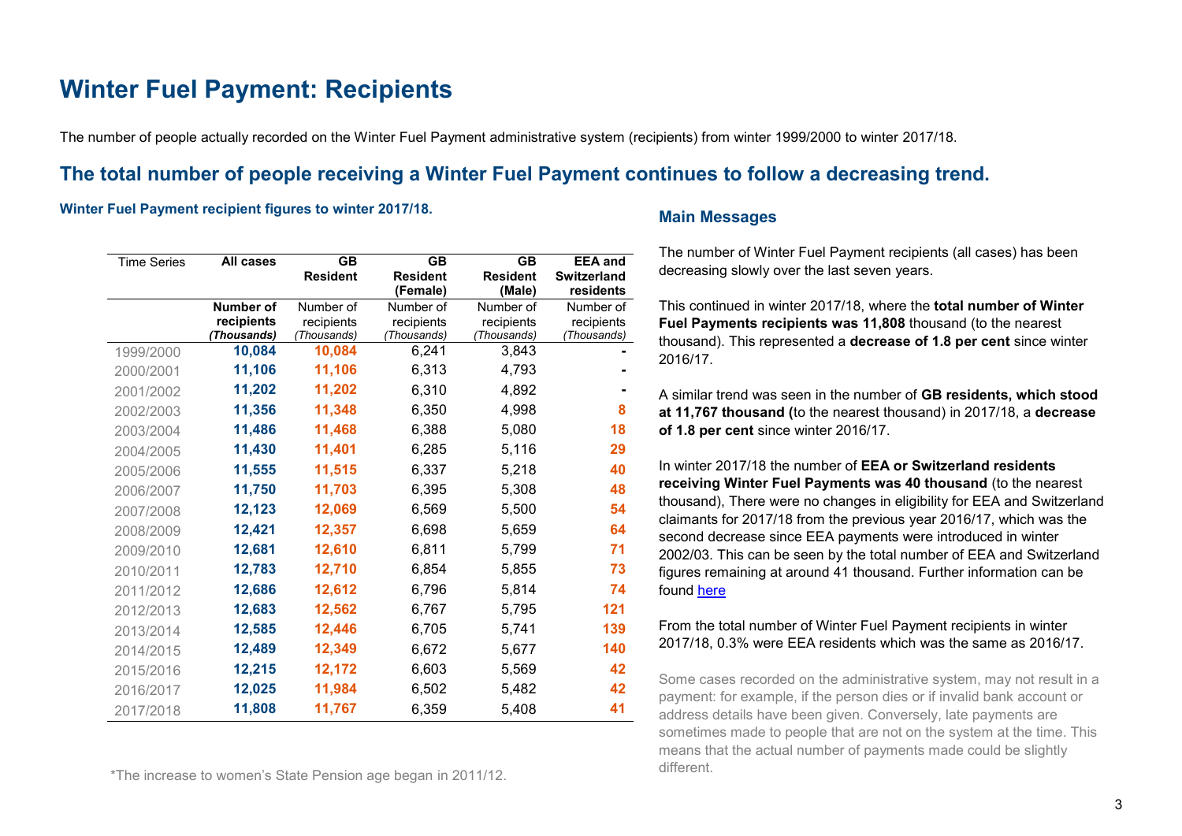# Winter Fuel Payment: Recipients

The number of people actually recorded on the Winter Fuel Payment administrative system (recipients) from winter 1999/2000 to winter 2017/18.

## The total number of people receiving a Winter Fuel Payment continues to follow a decreasing trend.

### Winter Fuel Payment recipient figures to winter 2017/18.

| Time Series | All cases | GB Resident | GB Resident (Female) | GB Resident (Male) | EEA and Switzerland residents |
|---|---|---|---|---|---|
| | **Number of recipients *(Thousands)*** | Number of recipients *(Thousands)* | Number of recipients *(Thousands)* | Number of recipients *(Thousands)* | Number of recipients *(Thousands)* |
| 1999/2000 | **10,084** | **10,084** | 6,241 | 3,843 | **-** |
| 2000/2001 | **11,106** | **11,106** | 6,313 | 4,793 | **-** |
| 2001/2002 | **11,202** | **11,202** | 6,310 | 4,892 | **-** |
| 2002/2003 | **11,356** | **11,348** | 6,350 | 4,998 | **8** |
| 2003/2004 | **11,486** | **11,468** | 6,388 | 5,080 | **18** |
| 2004/2005 | **11,430** | **11,401** | 6,285 | 5,116 | **29** |
| 2005/2006 | **11,555** | **11,515** | 6,337 | 5,218 | **40** |
| 2006/2007 | **11,750** | **11,703** | 6,395 | 5,308 | **48** |
| 2007/2008 | **12,123** | **12,069** | 6,569 | 5,500 | **54** |
| 2008/2009 | **12,421** | **12,357** | 6,698 | 5,659 | **64** |
| 2009/2010 | **12,681** | **12,610** | 6,811 | 5,799 | **71** |
| 2010/2011 | **12,783** | **12,710** | 6,854 | 5,855 | **73** |
| 2011/2012 | **12,686** | **12,612** | 6,796 | 5,814 | **74** |
| 2012/2013 | **12,683** | **12,562** | 6,767 | 5,795 | **121** |
| 2013/2014 | **12,585** | **12,446** | 6,705 | 5,741 | **139** |
| 2014/2015 | **12,489** | **12,349** | 6,672 | 5,677 | **140** |
| 2015/2016 | **12,215** | **12,172** | 6,603 | 5,569 | **42** |
| 2016/2017 | **12,025** | **11,984** | 6,502 | 5,482 | **42** |
| 2017/2018 | **11,808** | **11,767** | 6,359 | 5,408 | **41** |

*The increase to women's State Pension age began in 2011/12.

### Main Messages

The number of Winter Fuel Payment recipients (all cases) has been decreasing slowly over the last seven years.

This continued in winter 2017/18, where the **total number of Winter Fuel Payments recipients was 11,808** thousand (to the nearest thousand). This represented a **decrease of 1.8 per cent** since winter 2016/17.

A similar trend was seen in the number of **GB residents, which stood at 11,767 thousand (**to the nearest thousand) in 2017/18, a **decrease of 1.8 per cent** since winter 2016/17.

In winter 2017/18 the number of **EEA or Switzerland residents receiving Winter Fuel Payments was 40 thousand** (to the nearest thousand), There were no changes in eligibility for EEA and Switzerland claimants for 2017/18 from the previous year 2016/17, which was the second decrease since EEA payments were introduced in winter 2002/03. This can be seen by the total number of EEA and Switzerland figures remaining at around 41 thousand. Further information can be found here

From the total number of Winter Fuel Payment recipients in winter 2017/18, 0.3% were EEA residents which was the same as 2016/17.

Some cases recorded on the administrative system, may not result in a payment: for example, if the person dies or if invalid bank account or address details have been given. Conversely, late payments are sometimes made to people that are not on the system at the time. This means that the actual number of payments made could be slightly different.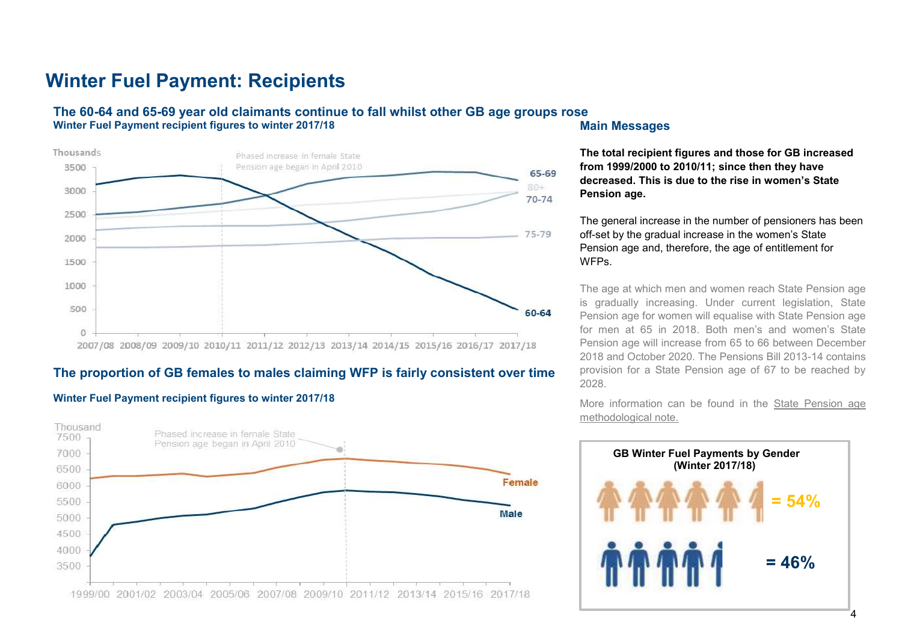# Winter Fuel Payment: Recipients

### The 60-64 and 65-69 year old claimants continue to fall whilst other GB age groups rose

**Winter Fuel Payment recipient figures to winter 2017/18**

Thousands

Phased increase in female State Pension age began in April 2010

65-69
80+
70-74
75-79
60-64

2007/08 2008/09 2009/10 2010/11 2011/12 2012/13 2013/14 2014/15 2015/16 2016/17 2017/18

### The proportion of GB females to males claiming WFP is fairly consistent over time

**Winter Fuel Payment recipient figures to winter 2017/18**

Thousand

Phased increase in female State Pension age began in April 2010

Female
Male

1999/00 2001/02 2003/04 2005/06 2007/08 2009/10 2011/12 2013/14 2015/16 2017/18

## Main Messages

**The total recipient figures and those for GB increased from 1999/2000 to 2010/11; since then they have decreased. This is due to the rise in women's State Pension age.**

The general increase in the number of pensioners has been off-set by the gradual increase in the women's State Pension age and, therefore, the age of entitlement for WFPs.

The age at which men and women reach State Pension age is gradually increasing. Under current legislation, State Pension age for women will equalise with State Pension age for men at 65 in 2018. Both men's and women's State Pension age will increase from 65 to 66 between December 2018 and October 2020. The Pensions Bill 2013-14 contains provision for a State Pension age of 67 to be reached by 2028.

More information can be found in the State Pension age methodological note.

**GB Winter Fuel Payments by Gender (Winter 2017/18)**

= 54%

= 46%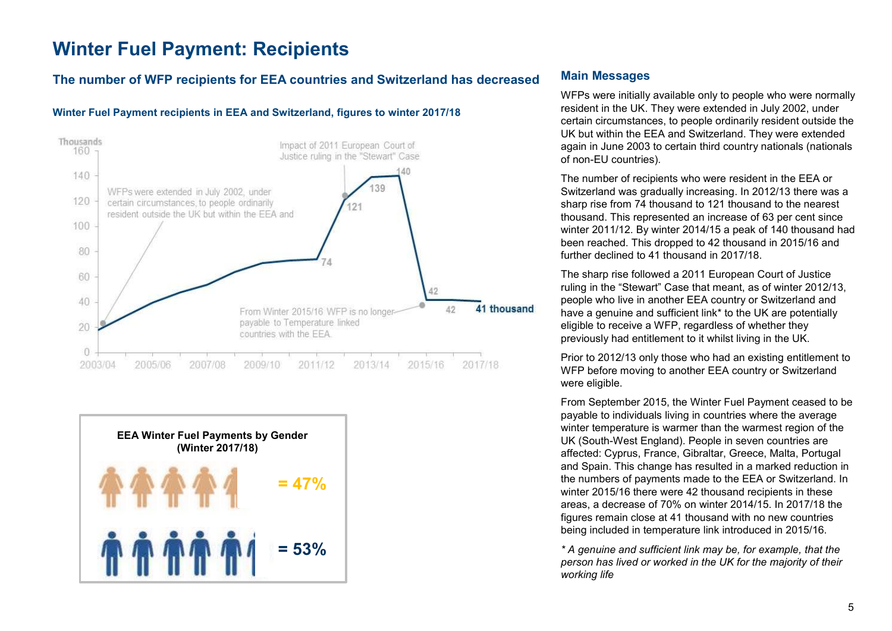# Winter Fuel Payment: Recipients

## The number of WFP recipients for EEA countries and Switzerland has decreased

### Winter Fuel Payment recipients in EEA and Switzerland, figures to winter 2017/18

Thousands

Impact of 2011 European Court of Justice ruling in the "Stewart" Case

WFPs were extended in July 2002, under certain circumstances, to people ordinarily resident outside the UK but within the EEA and

From Winter 2015/16 WFP is no longer payable to Temperature linked countries with the EEA.

74, 121, 139, 140, 42, 42, 41 thousand

2003/04, 2005/06, 2007/08, 2009/10, 2011/12, 2013/14, 2015/16, 2017/18

**EEA Winter Fuel Payments by Gender (Winter 2017/18)**

= 47%

= 53%

## Main Messages

WFPs were initially available only to people who were normally resident in the UK. They were extended in July 2002, under certain circumstances, to people ordinarily resident outside the UK but within the EEA and Switzerland. They were extended again in June 2003 to certain third country nationals (nationals of non-EU countries).

The number of recipients who were resident in the EEA or Switzerland was gradually increasing. In 2012/13 there was a sharp rise from 74 thousand to 121 thousand to the nearest thousand. This represented an increase of 63 per cent since winter 2011/12. By winter 2014/15 a peak of 140 thousand had been reached. This dropped to 42 thousand in 2015/16 and further declined to 41 thousand in 2017/18.

The sharp rise followed a 2011 European Court of Justice ruling in the "Stewart" Case that meant, as of winter 2012/13, people who live in another EEA country or Switzerland and have a genuine and sufficient link* to the UK are potentially eligible to receive a WFP, regardless of whether they previously had entitlement to it whilst living in the UK.

Prior to 2012/13 only those who had an existing entitlement to WFP before moving to another EEA country or Switzerland were eligible.

From September 2015, the Winter Fuel Payment ceased to be payable to individuals living in countries where the average winter temperature is warmer than the warmest region of the UK (South-West England). People in seven countries are affected: Cyprus, France, Gibraltar, Greece, Malta, Portugal and Spain. This change has resulted in a marked reduction in the numbers of payments made to the EEA or Switzerland. In winter 2015/16 there were 42 thousand recipients in these areas, a decrease of 70% on winter 2014/15. In 2017/18 the figures remain close at 41 thousand with no new countries being included in temperature link introduced in 2015/16.

*\* A genuine and sufficient link may be, for example, that the person has lived or worked in the UK for the majority of their working life*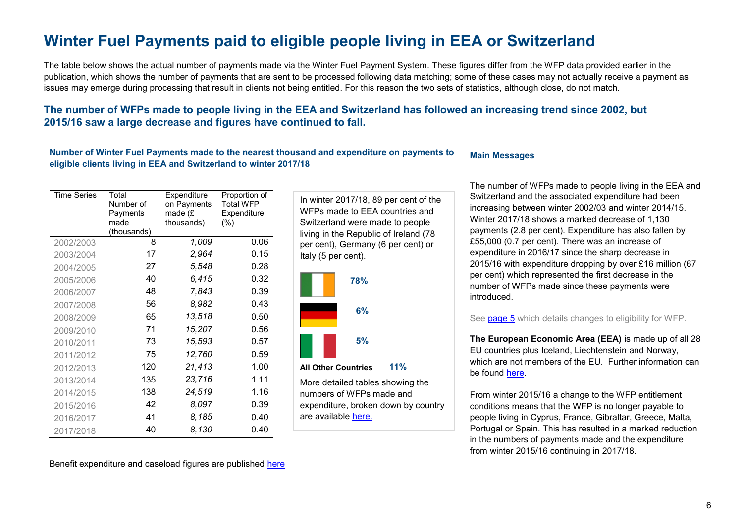# Winter Fuel Payments paid to eligible people living in EEA or Switzerland

The table below shows the actual number of payments made via the Winter Fuel Payment System. These figures differ from the WFP data provided earlier in the publication, which shows the number of payments that are sent to be processed following data matching; some of these cases may not actually receive a payment as issues may emerge during processing that result in clients not being entitled. For this reason the two sets of statistics, although close, do not match.

## The number of WFPs made to people living in the EEA and Switzerland has followed an increasing trend since 2002, but 2015/16 saw a large decrease and figures have continued to fall.

### Number of Winter Fuel Payments made to the nearest thousand and expenditure on payments to eligible clients living in EEA and Switzerland to winter 2017/18

| Time Series | Total Number of Payments made (thousands) | Expenditure on Payments made (£ thousands) | Proportion of Total WFP Expenditure (%) |
|---|---|---|---|
| 2002/2003 | 8 | *1,009* | 0.06 |
| 2003/2004 | 17 | *2,964* | 0.15 |
| 2004/2005 | 27 | *5,548* | 0.28 |
| 2005/2006 | 40 | *6,415* | 0.32 |
| 2006/2007 | 48 | *7,843* | 0.39 |
| 2007/2008 | 56 | *8,982* | 0.43 |
| 2008/2009 | 65 | *13,518* | 0.50 |
| 2009/2010 | 71 | *15,207* | 0.56 |
| 2010/2011 | 73 | *15,593* | 0.57 |
| 2011/2012 | 75 | *12,760* | 0.59 |
| 2012/2013 | 120 | *21,413* | 1.00 |
| 2013/2014 | 135 | *23,716* | 1.11 |
| 2014/2015 | 138 | *24,519* | 1.16 |
| 2015/2016 | 42 | *8,097* | 0.39 |
| 2016/2017 | 41 | *8,185* | 0.40 |
| 2017/2018 | 40 | *8,130* | 0.40 |

Benefit expenditure and caseload figures are published here

In winter 2017/18, 89 per cent of the WFPs made to EEA countries and Switzerland were made to people living in the Republic of Ireland (78 per cent), Germany (6 per cent) or Italy (5 per cent).

78%

6%

5%

**All Other Countries** 11%

More detailed tables showing the numbers of WFPs made and expenditure, broken down by country are available here.

### Main Messages

The number of WFPs made to people living in the EEA and Switzerland and the associated expenditure had been increasing between winter 2002/03 and winter 2014/15. Winter 2017/18 shows a marked decrease of 1,130 payments (2.8 per cent). Expenditure has also fallen by £55,000 (0.7 per cent). There was an increase of expenditure in 2016/17 since the sharp decrease in 2015/16 with expenditure dropping by over £16 million (67 per cent) which represented the first decrease in the number of WFPs made since these payments were introduced.

See page 5 which details changes to eligibility for WFP.

**The European Economic Area (EEA)** is made up of all 28 EU countries plus Iceland, Liechtenstein and Norway, which are not members of the EU. Further information can be found here.

From winter 2015/16 a change to the WFP entitlement conditions means that the WFP is no longer payable to people living in Cyprus, France, Gibraltar, Greece, Malta, Portugal or Spain. This has resulted in a marked reduction in the numbers of payments made and the expenditure from winter 2015/16 continuing in 2017/18.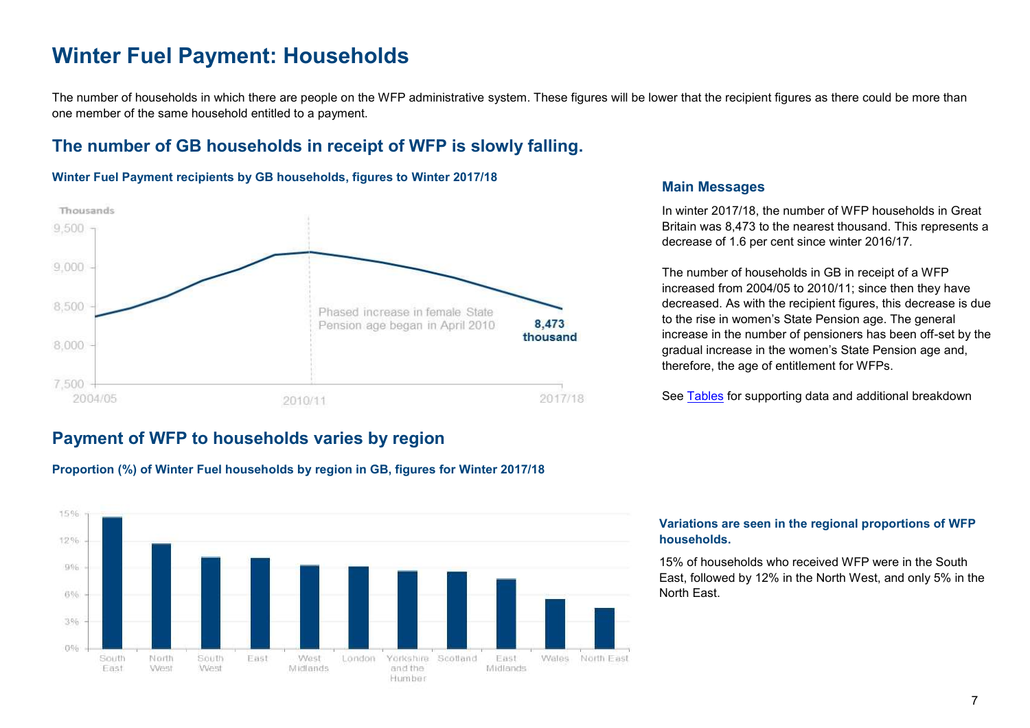# Winter Fuel Payment: Households

The number of households in which there are people on the WFP administrative system. These figures will be lower that the recipient figures as there could be more than one member of the same household entitled to a payment.

## The number of GB households in receipt of WFP is slowly falling.

**Winter Fuel Payment recipients by GB households, figures to Winter 2017/18**

Thousands

9,500
9,000
8,500
8,000
7,500

2004/05 2010/11 2017/18

Phased increase in female State Pension age began in April 2010

**8,473 thousand**

### Main Messages

In winter 2017/18, the number of WFP households in Great Britain was 8,473 to the nearest thousand. This represents a decrease of 1.6 per cent since winter 2016/17.

The number of households in GB in receipt of a WFP increased from 2004/05 to 2010/11; since then they have decreased. As with the recipient figures, this decrease is due to the rise in women's State Pension age. The general increase in the number of pensioners has been off-set by the gradual increase in the women's State Pension age and, therefore, the age of entitlement for WFPs.

See Tables for supporting data and additional breakdown

## Payment of WFP to households varies by region

**Proportion (%) of Winter Fuel households by region in GB, figures for Winter 2017/18**

15%
12%
9%
6%
3%
0%

South East, North West, South West, East, West Midlands, London, Yorkshire and the Humber, Scotland, East Midlands, Wales, North East

**Variations are seen in the regional proportions of WFP households.**

15% of households who received WFP were in the South East, followed by 12% in the North West, and only 5% in the North East.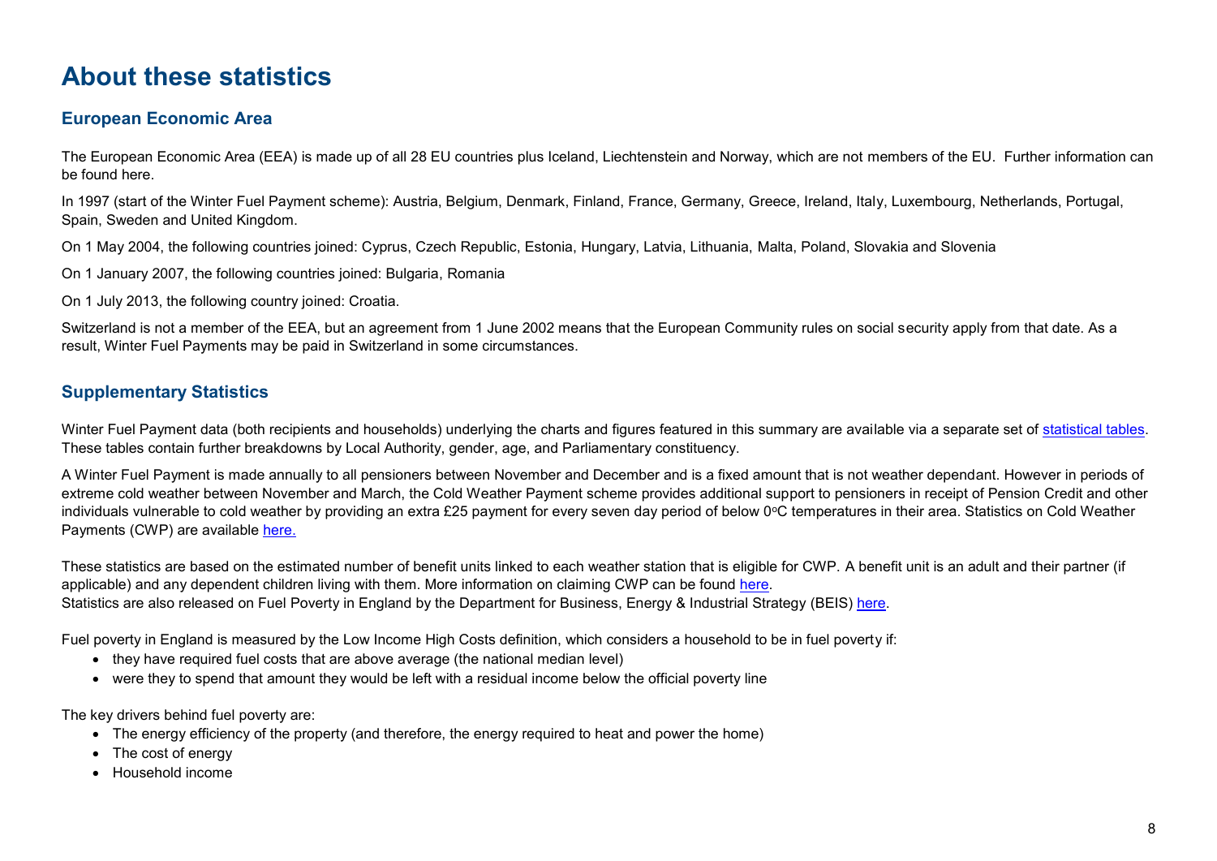# About these statistics

## European Economic Area

The European Economic Area (EEA) is made up of all 28 EU countries plus Iceland, Liechtenstein and Norway, which are not members of the EU. Further information can be found here.

In 1997 (start of the Winter Fuel Payment scheme): Austria, Belgium, Denmark, Finland, France, Germany, Greece, Ireland, Italy, Luxembourg, Netherlands, Portugal, Spain, Sweden and United Kingdom.

On 1 May 2004, the following countries joined: Cyprus, Czech Republic, Estonia, Hungary, Latvia, Lithuania, Malta, Poland, Slovakia and Slovenia

On 1 January 2007, the following countries joined: Bulgaria, Romania

On 1 July 2013, the following country joined: Croatia.

Switzerland is not a member of the EEA, but an agreement from 1 June 2002 means that the European Community rules on social security apply from that date. As a result, Winter Fuel Payments may be paid in Switzerland in some circumstances.

## Supplementary Statistics

Winter Fuel Payment data (both recipients and households) underlying the charts and figures featured in this summary are available via a separate set of statistical tables. These tables contain further breakdowns by Local Authority, gender, age, and Parliamentary constituency.

A Winter Fuel Payment is made annually to all pensioners between November and December and is a fixed amount that is not weather dependant. However in periods of extreme cold weather between November and March, the Cold Weather Payment scheme provides additional support to pensioners in receipt of Pension Credit and other individuals vulnerable to cold weather by providing an extra £25 payment for every seven day period of below 0°C temperatures in their area. Statistics on Cold Weather Payments (CWP) are available here.

These statistics are based on the estimated number of benefit units linked to each weather station that is eligible for CWP. A benefit unit is an adult and their partner (if applicable) and any dependent children living with them. More information on claiming CWP can be found here.
Statistics are also released on Fuel Poverty in England by the Department for Business, Energy & Industrial Strategy (BEIS) here.

Fuel poverty in England is measured by the Low Income High Costs definition, which considers a household to be in fuel poverty if:

- they have required fuel costs that are above average (the national median level)
- were they to spend that amount they would be left with a residual income below the official poverty line

The key drivers behind fuel poverty are:

- The energy efficiency of the property (and therefore, the energy required to heat and power the home)
- The cost of energy
- Household income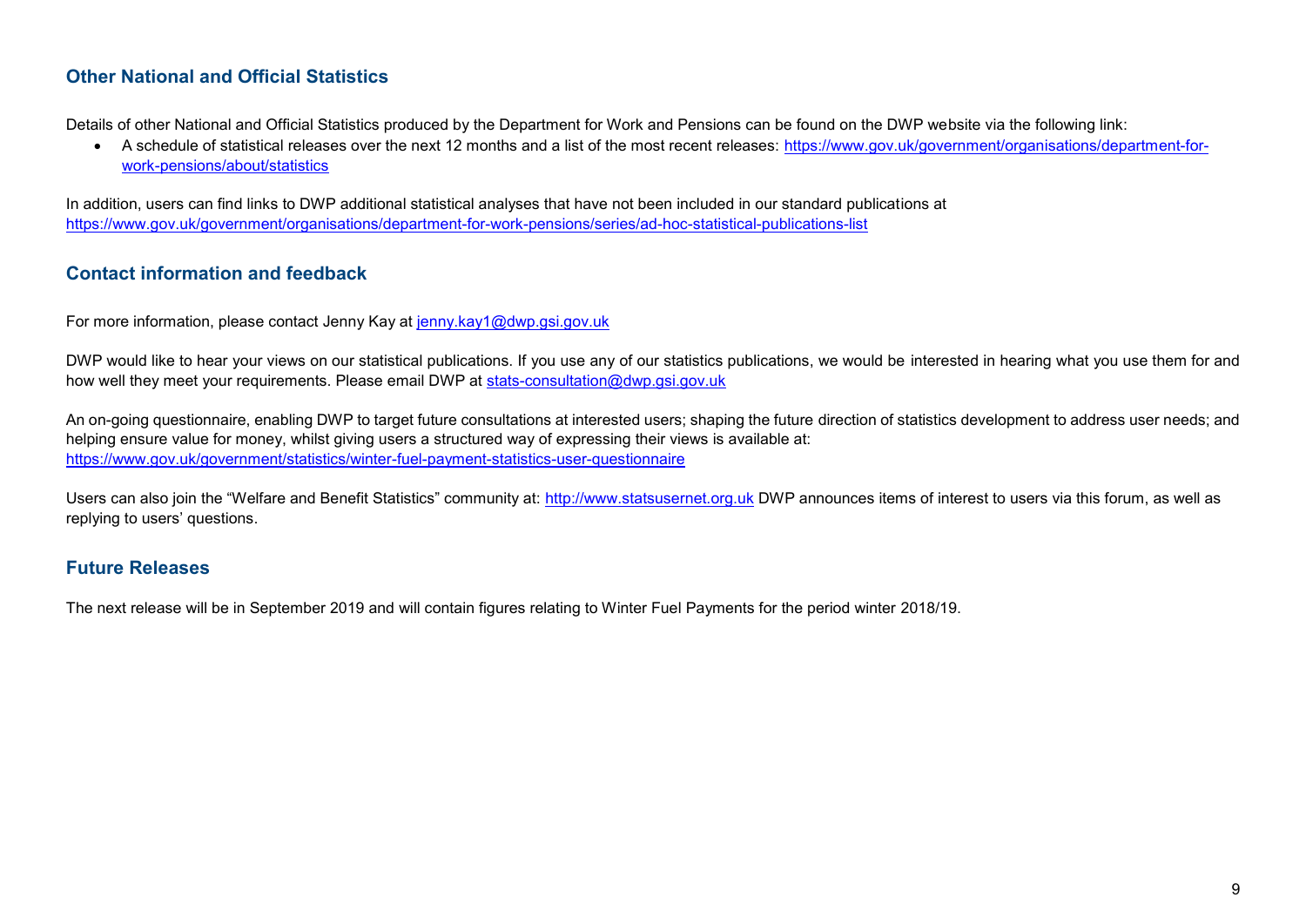## Other National and Official Statistics

Details of other National and Official Statistics produced by the Department for Work and Pensions can be found on the DWP website via the following link:

- A schedule of statistical releases over the next 12 months and a list of the most recent releases: https://www.gov.uk/government/organisations/department-for-work-pensions/about/statistics

In addition, users can find links to DWP additional statistical analyses that have not been included in our standard publications at https://www.gov.uk/government/organisations/department-for-work-pensions/series/ad-hoc-statistical-publications-list

## Contact information and feedback

For more information, please contact Jenny Kay at jenny.kay1@dwp.gsi.gov.uk

DWP would like to hear your views on our statistical publications. If you use any of our statistics publications, we would be interested in hearing what you use them for and how well they meet your requirements. Please email DWP at stats-consultation@dwp.gsi.gov.uk

An on-going questionnaire, enabling DWP to target future consultations at interested users; shaping the future direction of statistics development to address user needs; and helping ensure value for money, whilst giving users a structured way of expressing their views is available at:
https://www.gov.uk/government/statistics/winter-fuel-payment-statistics-user-questionnaire

Users can also join the "Welfare and Benefit Statistics" community at: http://www.statsusernet.org.uk DWP announces items of interest to users via this forum, as well as replying to users' questions.

## Future Releases

The next release will be in September 2019 and will contain figures relating to Winter Fuel Payments for the period winter 2018/19.